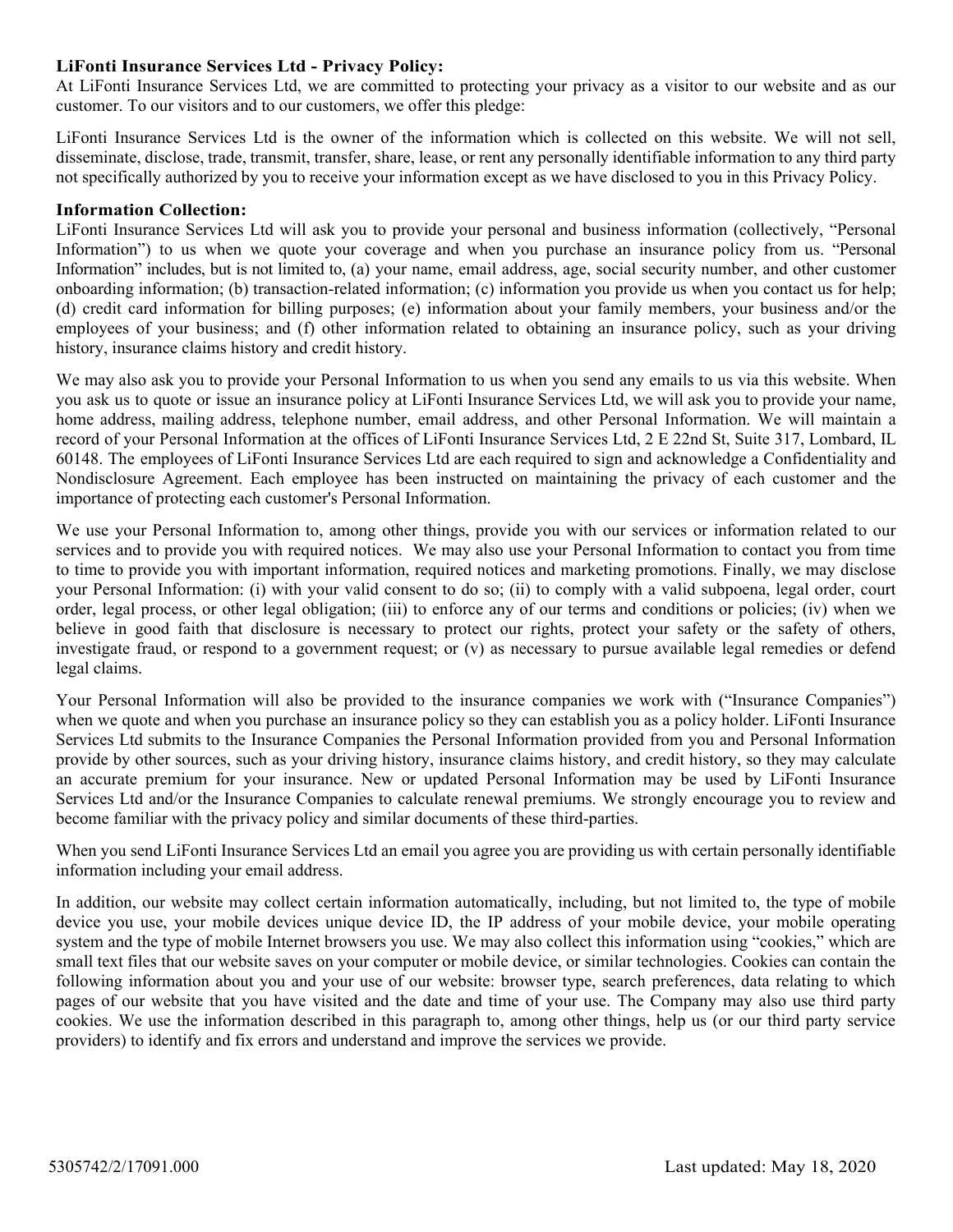**LiFonti Insurance Services Ltd - Privacy Policy:**

At LiFonti Insurance Services Ltd, we are committed to protecting your privacy as a visitor to our website and as our customer. To our visitors and to our customers, we offer this pledge:

LiFonti Insurance Services Ltd is the owner of the information which is collected on this website. We will not sell, disseminate, disclose, trade, transmit, transfer, share, lease, or rent any personally identifiable information to any third party not specifically authorized by you to receive your information except as we have disclosed to you in this Privacy Policy.

**Information Collection:**

LiFonti Insurance Services Ltd will ask you to provide your personal and business information (collectively, "Personal Information") to us when we quote your coverage and when you purchase an insurance policy from us. "Personal Information" includes, but is not limited to, (a) your name, email address, age, social security number, and other customer onboarding information; (b) transaction-related information; (c) information you provide us when you contact us for help; (d) credit card information for billing purposes; (e) information about your family members, your business and/or the employees of your business; and (f) other information related to obtaining an insurance policy, such as your driving history, insurance claims history and credit history.

We may also ask you to provide your Personal Information to us when you send any emails to us via this website. When you ask us to quote or issue an insurance policy at LiFonti Insurance Services Ltd, we will ask you to provide your name, home address, mailing address, telephone number, email address, and other Personal Information. We will maintain a record of your Personal Information at the offices of LiFonti Insurance Services Ltd, 2 E 22nd St, Suite 317, Lombard, IL 60148. The employees of LiFonti Insurance Services Ltd are each required to sign and acknowledge a Confidentiality and Nondisclosure Agreement. Each employee has been instructed on maintaining the privacy of each customer and the importance of protecting each customer's Personal Information.

We use your Personal Information to, among other things, provide you with our services or information related to our services and to provide you with required notices. We may also use your Personal Information to contact you from time to time to provide you with important information, required notices and marketing promotions. Finally, we may disclose your Personal Information: (i) with your valid consent to do so; (ii) to comply with a valid subpoena, legal order, court order, legal process, or other legal obligation; (iii) to enforce any of our terms and conditions or policies; (iv) when we believe in good faith that disclosure is necessary to protect our rights, protect your safety or the safety of others, investigate fraud, or respond to a government request; or (v) as necessary to pursue available legal remedies or defend legal claims.

Your Personal Information will also be provided to the insurance companies we work with ("Insurance Companies") when we quote and when you purchase an insurance policy so they can establish you as a policy holder. LiFonti Insurance Services Ltd submits to the Insurance Companies the Personal Information provided from you and Personal Information provide by other sources, such as your driving history, insurance claims history, and credit history, so they may calculate an accurate premium for your insurance. New or updated Personal Information may be used by LiFonti Insurance Services Ltd and/or the Insurance Companies to calculate renewal premiums. We strongly encourage you to review and become familiar with the privacy policy and similar documents of these third-parties.

When you send LiFonti Insurance Services Ltd an email you agree you are providing us with certain personally identifiable information including your email address.

In addition, our website may collect certain information automatically, including, but not limited to, the type of mobile device you use, your mobile devices unique device ID, the IP address of your mobile device, your mobile operating system and the type of mobile Internet browsers you use. We may also collect this information using "cookies," which are small text files that our website saves on your computer or mobile device, or similar technologies. Cookies can contain the following information about you and your use of our website: browser type, search preferences, data relating to which pages of our website that you have visited and the date and time of your use. The Company may also use third party cookies. We use the information described in this paragraph to, among other things, help us (or our third party service providers) to identify and fix errors and understand and improve the services we provide.

5305742/2/17091.000 Last updated: May 18, 2020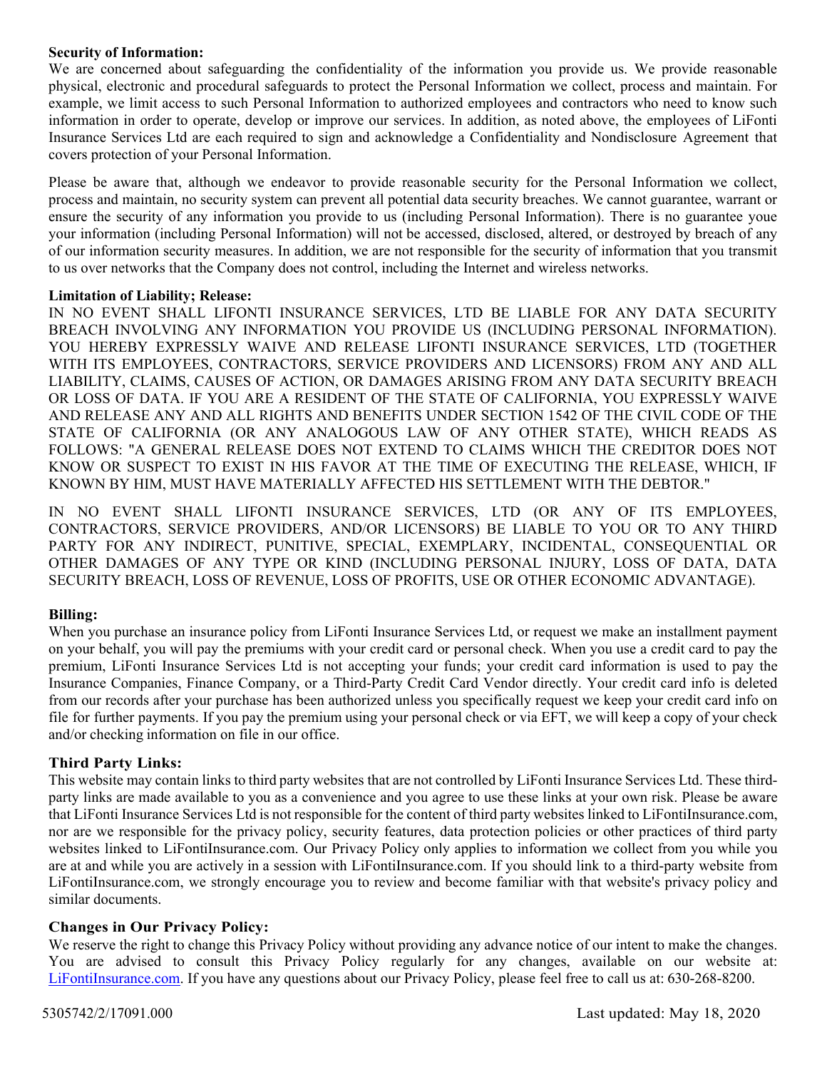**Security of Information:**

We are concerned about safeguarding the confidentiality of the information you provide us. We provide reasonable physical, electronic and procedural safeguards to protect the Personal Information we collect, process and maintain. For example, we limit access to such Personal Information to authorized employees and contractors who need to know such information in order to operate, develop or improve our services. In addition, as noted above, the employees of LiFonti Insurance Services Ltd are each required to sign and acknowledge a Confidentiality and Nondisclosure Agreement that covers protection of your Personal Information.

Please be aware that, although we endeavor to provide reasonable security for the Personal Information we collect, process and maintain, no security system can prevent all potential data security breaches. We cannot guarantee, warrant or ensure the security of any information you provide to us (including Personal Information). There is no guarantee youe your information (including Personal Information) will not be accessed, disclosed, altered, or destroyed by breach of any of our information security measures. In addition, we are not responsible for the security of information that you transmit to us over networks that the Company does not control, including the Internet and wireless networks.

**Limitation of Liability; Release:**

IN NO EVENT SHALL LIFONTI INSURANCE SERVICES, LTD BE LIABLE FOR ANY DATA SECURITY BREACH INVOLVING ANY INFORMATION YOU PROVIDE US (INCLUDING PERSONAL INFORMATION). YOU HEREBY EXPRESSLY WAIVE AND RELEASE LIFONTI INSURANCE SERVICES, LTD (TOGETHER WITH ITS EMPLOYEES, CONTRACTORS, SERVICE PROVIDERS AND LICENSORS) FROM ANY AND ALL LIABILITY, CLAIMS, CAUSES OF ACTION, OR DAMAGES ARISING FROM ANY DATA SECURITY BREACH OR LOSS OF DATA. IF YOU ARE A RESIDENT OF THE STATE OF CALIFORNIA, YOU EXPRESSLY WAIVE AND RELEASE ANY AND ALL RIGHTS AND BENEFITS UNDER SECTION 1542 OF THE CIVIL CODE OF THE STATE OF CALIFORNIA (OR ANY ANALOGOUS LAW OF ANY OTHER STATE), WHICH READS AS FOLLOWS: "A GENERAL RELEASE DOES NOT EXTEND TO CLAIMS WHICH THE CREDITOR DOES NOT KNOW OR SUSPECT TO EXIST IN HIS FAVOR AT THE TIME OF EXECUTING THE RELEASE, WHICH, IF KNOWN BY HIM, MUST HAVE MATERIALLY AFFECTED HIS SETTLEMENT WITH THE DEBTOR."

IN NO EVENT SHALL LIFONTI INSURANCE SERVICES, LTD (OR ANY OF ITS EMPLOYEES, CONTRACTORS, SERVICE PROVIDERS, AND/OR LICENSORS) BE LIABLE TO YOU OR TO ANY THIRD PARTY FOR ANY INDIRECT, PUNITIVE, SPECIAL, EXEMPLARY, INCIDENTAL, CONSEQUENTIAL OR OTHER DAMAGES OF ANY TYPE OR KIND (INCLUDING PERSONAL INJURY, LOSS OF DATA, DATA SECURITY BREACH, LOSS OF REVENUE, LOSS OF PROFITS, USE OR OTHER ECONOMIC ADVANTAGE).

**Billing:**

When you purchase an insurance policy from LiFonti Insurance Services Ltd, or request we make an installment payment on your behalf, you will pay the premiums with your credit card or personal check. When you use a credit card to pay the premium, LiFonti Insurance Services Ltd is not accepting your funds; your credit card information is used to pay the Insurance Companies, Finance Company, or a Third-Party Credit Card Vendor directly. Your credit card info is deleted from our records after your purchase has been authorized unless you specifically request we keep your credit card info on file for further payments. If you pay the premium using your personal check or via EFT, we will keep a copy of your check and/or checking information on file in our office.

**Third Party Links:**

This website may contain links to third party websites that are not controlled by LiFonti Insurance Services Ltd. These third-party links are made available to you as a convenience and you agree to use these links at your own risk. Please be aware that LiFonti Insurance Services Ltd is not responsible for the content of third party websites linked to LiFontiInsurance.com, nor are we responsible for the privacy policy, security features, data protection policies or other practices of third party websites linked to LiFontiInsurance.com. Our Privacy Policy only applies to information we collect from you while you are at and while you are actively in a session with LiFontiInsurance.com. If you should link to a third-party website from LiFontiInsurance.com, we strongly encourage you to review and become familiar with that website's privacy policy and similar documents.

**Changes in Our Privacy Policy:**

We reserve the right to change this Privacy Policy without providing any advance notice of our intent to make the changes. You are advised to consult this Privacy Policy regularly for any changes, available on our website at: [LiFontiInsurance.com](LiFontiInsurance.com). If you have any questions about our Privacy Policy, please feel free to call us at: 630-268-8200.

5305742/2/17091.000

Last updated: May 18, 2020